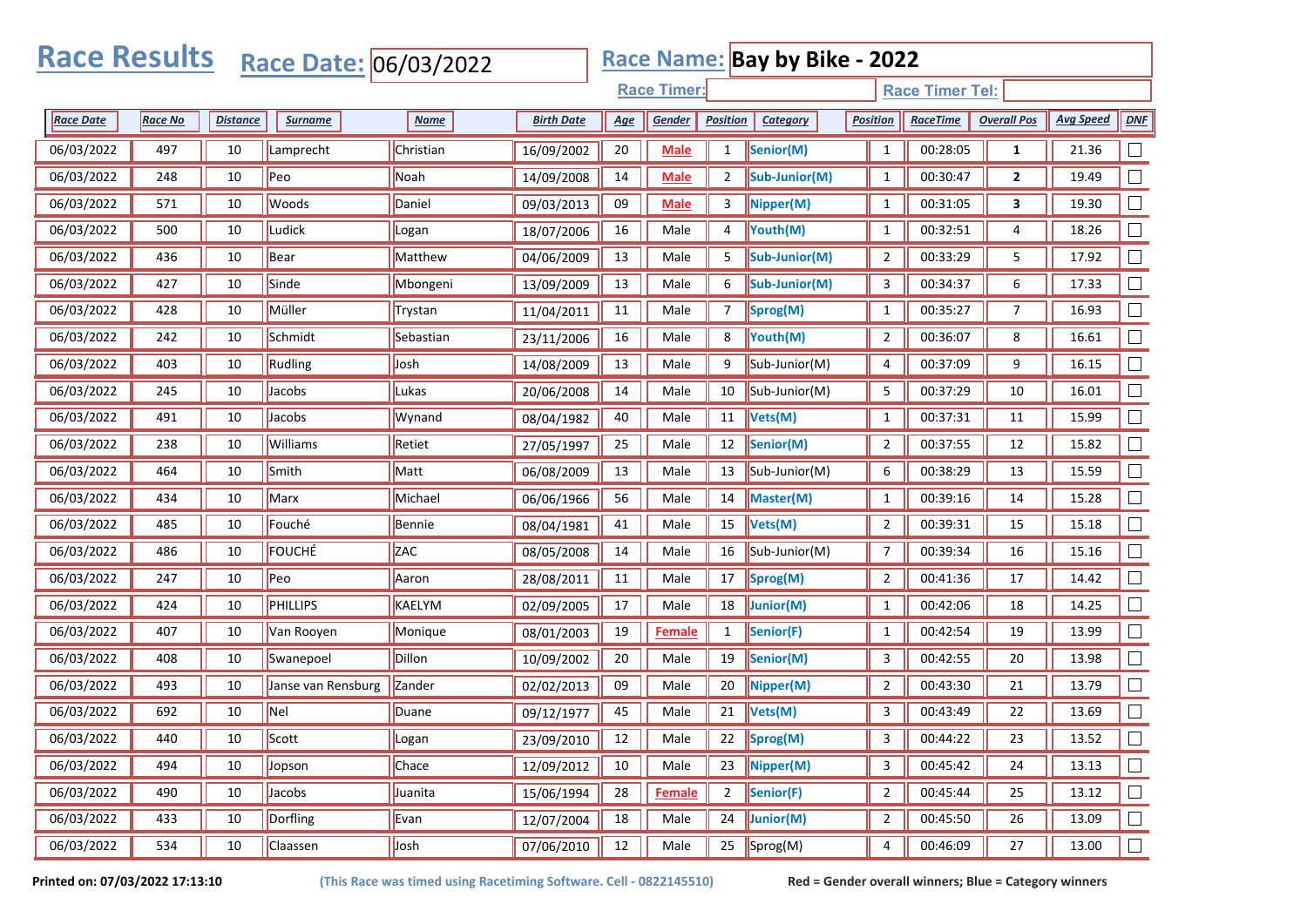# Race Results

**Race Date:** 06/03/2022

**Race Name:** Bay by Bike - 2022

**Race Timer:**

**Race Timer Tel:**

| Race Date | Race No | Distance | Surname | Name | Birth Date | Age | Gender | Position | Category | Position | RaceTime | Overall Pos | Avg Speed | DNF |
|---|---|---|---|---|---|---|---|---|---|---|---|---|---|---|
| 06/03/2022 | 497 | 10 | Lamprecht | Christian | 16/09/2002 | 20 | Male | 1 | Senior(M) | 1 | 00:28:05 | **1** | 21.36 | ☐ |
| 06/03/2022 | 248 | 10 | Peo | Noah | 14/09/2008 | 14 | Male | 2 | Sub-Junior(M) | 1 | 00:30:47 | **2** | 19.49 | ☐ |
| 06/03/2022 | 571 | 10 | Woods | Daniel | 09/03/2013 | 09 | Male | 3 | Nipper(M) | 1 | 00:31:05 | **3** | 19.30 | ☐ |
| 06/03/2022 | 500 | 10 | Ludick | Logan | 18/07/2006 | 16 | Male | 4 | Youth(M) | 1 | 00:32:51 | 4 | 18.26 | ☐ |
| 06/03/2022 | 436 | 10 | Bear | Matthew | 04/06/2009 | 13 | Male | 5 | Sub-Junior(M) | 2 | 00:33:29 | 5 | 17.92 | ☐ |
| 06/03/2022 | 427 | 10 | Sinde | Mbongeni | 13/09/2009 | 13 | Male | 6 | Sub-Junior(M) | 3 | 00:34:37 | 6 | 17.33 | ☐ |
| 06/03/2022 | 428 | 10 | Müller | Trystan | 11/04/2011 | 11 | Male | 7 | Sprog(M) | 1 | 00:35:27 | 7 | 16.93 | ☐ |
| 06/03/2022 | 242 | 10 | Schmidt | Sebastian | 23/11/2006 | 16 | Male | 8 | Youth(M) | 2 | 00:36:07 | 8 | 16.61 | ☐ |
| 06/03/2022 | 403 | 10 | Rudling | Josh | 14/08/2009 | 13 | Male | 9 | Sub-Junior(M) | 4 | 00:37:09 | 9 | 16.15 | ☐ |
| 06/03/2022 | 245 | 10 | Jacobs | Lukas | 20/06/2008 | 14 | Male | 10 | Sub-Junior(M) | 5 | 00:37:29 | 10 | 16.01 | ☐ |
| 06/03/2022 | 491 | 10 | Jacobs | Wynand | 08/04/1982 | 40 | Male | 11 | Vets(M) | 1 | 00:37:31 | 11 | 15.99 | ☐ |
| 06/03/2022 | 238 | 10 | Williams | Retiet | 27/05/1997 | 25 | Male | 12 | Senior(M) | 2 | 00:37:55 | 12 | 15.82 | ☐ |
| 06/03/2022 | 464 | 10 | Smith | Matt | 06/08/2009 | 13 | Male | 13 | Sub-Junior(M) | 6 | 00:38:29 | 13 | 15.59 | ☐ |
| 06/03/2022 | 434 | 10 | Marx | Michael | 06/06/1966 | 56 | Male | 14 | Master(M) | 1 | 00:39:16 | 14 | 15.28 | ☐ |
| 06/03/2022 | 485 | 10 | Fouché | Bennie | 08/04/1981 | 41 | Male | 15 | Vets(M) | 2 | 00:39:31 | 15 | 15.18 | ☐ |
| 06/03/2022 | 486 | 10 | FOUCHÉ | ZAC | 08/05/2008 | 14 | Male | 16 | Sub-Junior(M) | 7 | 00:39:34 | 16 | 15.16 | ☐ |
| 06/03/2022 | 247 | 10 | Peo | Aaron | 28/08/2011 | 11 | Male | 17 | Sprog(M) | 2 | 00:41:36 | 17 | 14.42 | ☐ |
| 06/03/2022 | 424 | 10 | PHILLIPS | KAELYM | 02/09/2005 | 17 | Male | 18 | Junior(M) | 1 | 00:42:06 | 18 | 14.25 | ☐ |
| 06/03/2022 | 407 | 10 | Van Rooyen | Monique | 08/01/2003 | 19 | Female | 1 | Senior(F) | 1 | 00:42:54 | 19 | 13.99 | ☐ |
| 06/03/2022 | 408 | 10 | Swanepoel | Dillon | 10/09/2002 | 20 | Male | 19 | Senior(M) | 3 | 00:42:55 | 20 | 13.98 | ☐ |
| 06/03/2022 | 493 | 10 | Janse van Rensburg | Zander | 02/02/2013 | 09 | Male | 20 | Nipper(M) | 2 | 00:43:30 | 21 | 13.79 | ☐ |
| 06/03/2022 | 692 | 10 | Nel | Duane | 09/12/1977 | 45 | Male | 21 | Vets(M) | 3 | 00:43:49 | 22 | 13.69 | ☐ |
| 06/03/2022 | 440 | 10 | Scott | Logan | 23/09/2010 | 12 | Male | 22 | Sprog(M) | 3 | 00:44:22 | 23 | 13.52 | ☐ |
| 06/03/2022 | 494 | 10 | Jopson | Chace | 12/09/2012 | 10 | Male | 23 | Nipper(M) | 3 | 00:45:42 | 24 | 13.13 | ☐ |
| 06/03/2022 | 490 | 10 | Jacobs | Juanita | 15/06/1994 | 28 | Female | 2 | Senior(F) | 2 | 00:45:44 | 25 | 13.12 | ☐ |
| 06/03/2022 | 433 | 10 | Dorfling | Evan | 12/07/2004 | 18 | Male | 24 | Junior(M) | 2 | 00:45:50 | 26 | 13.09 | ☐ |
| 06/03/2022 | 534 | 10 | Claassen | Josh | 07/06/2010 | 12 | Male | 25 | Sprog(M) | 4 | 00:46:09 | 27 | 13.00 | ☐ |

**Printed on: 07/03/2022 17:13:10**

**(This Race was timed using Racetiming Software. Cell - 0822145510)**

**Red = Gender overall winners; Blue = Category winners**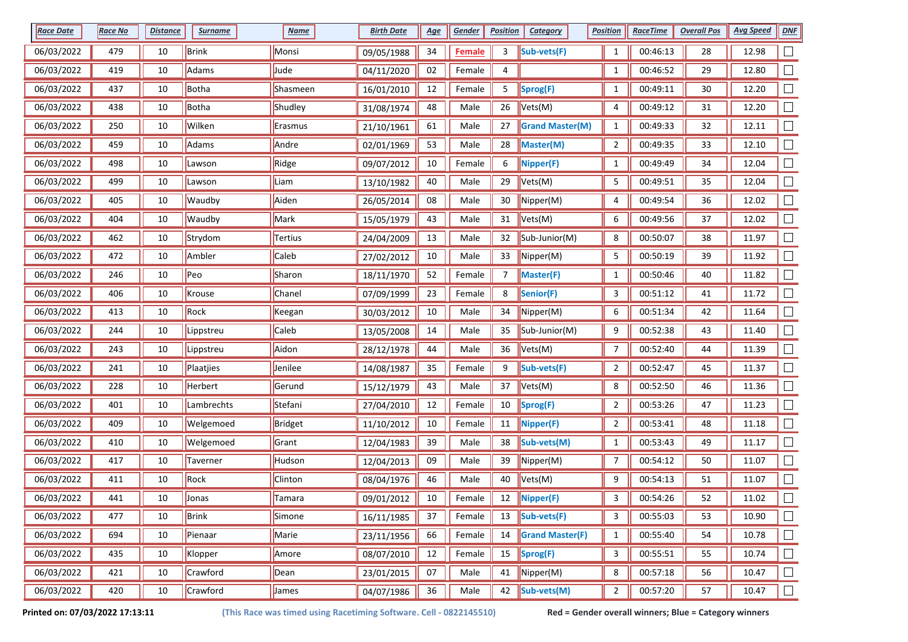| Race Date | Race No | Distance | Surname | Name | Birth Date | Age | Gender | Position | Category | Position | RaceTime | Overall Pos | Avg Speed | DNF |
|---|---|---|---|---|---|---|---|---|---|---|---|---|---|---|
| 06/03/2022 | 479 | 10 | Brink | Monsi | 09/05/1988 | 34 | Female | 3 | Sub-vets(F) | 1 | 00:46:13 | 28 | 12.98 | ☐ |
| 06/03/2022 | 419 | 10 | Adams | Jude | 04/11/2020 | 02 | Female | 4 | | 1 | 00:46:52 | 29 | 12.80 | ☐ |
| 06/03/2022 | 437 | 10 | Botha | Shasmeen | 16/01/2010 | 12 | Female | 5 | Sprog(F) | 1 | 00:49:11 | 30 | 12.20 | ☐ |
| 06/03/2022 | 438 | 10 | Botha | Shudley | 31/08/1974 | 48 | Male | 26 | Vets(M) | 4 | 00:49:12 | 31 | 12.20 | ☐ |
| 06/03/2022 | 250 | 10 | Wilken | Erasmus | 21/10/1961 | 61 | Male | 27 | Grand Master(M) | 1 | 00:49:33 | 32 | 12.11 | ☐ |
| 06/03/2022 | 459 | 10 | Adams | Andre | 02/01/1969 | 53 | Male | 28 | Master(M) | 2 | 00:49:35 | 33 | 12.10 | ☐ |
| 06/03/2022 | 498 | 10 | Lawson | Ridge | 09/07/2012 | 10 | Female | 6 | Nipper(F) | 1 | 00:49:49 | 34 | 12.04 | ☐ |
| 06/03/2022 | 499 | 10 | Lawson | Liam | 13/10/1982 | 40 | Male | 29 | Vets(M) | 5 | 00:49:51 | 35 | 12.04 | ☐ |
| 06/03/2022 | 405 | 10 | Waudby | Aiden | 26/05/2014 | 08 | Male | 30 | Nipper(M) | 4 | 00:49:54 | 36 | 12.02 | ☐ |
| 06/03/2022 | 404 | 10 | Waudby | Mark | 15/05/1979 | 43 | Male | 31 | Vets(M) | 6 | 00:49:56 | 37 | 12.02 | ☐ |
| 06/03/2022 | 462 | 10 | Strydom | Tertius | 24/04/2009 | 13 | Male | 32 | Sub-Junior(M) | 8 | 00:50:07 | 38 | 11.97 | ☐ |
| 06/03/2022 | 472 | 10 | Ambler | Caleb | 27/02/2012 | 10 | Male | 33 | Nipper(M) | 5 | 00:50:19 | 39 | 11.92 | ☐ |
| 06/03/2022 | 246 | 10 | Peo | Sharon | 18/11/1970 | 52 | Female | 7 | Master(F) | 1 | 00:50:46 | 40 | 11.82 | ☐ |
| 06/03/2022 | 406 | 10 | Krouse | Chanel | 07/09/1999 | 23 | Female | 8 | Senior(F) | 3 | 00:51:12 | 41 | 11.72 | ☐ |
| 06/03/2022 | 413 | 10 | Rock | Keegan | 30/03/2012 | 10 | Male | 34 | Nipper(M) | 6 | 00:51:34 | 42 | 11.64 | ☐ |
| 06/03/2022 | 244 | 10 | Lippstreu | Caleb | 13/05/2008 | 14 | Male | 35 | Sub-Junior(M) | 9 | 00:52:38 | 43 | 11.40 | ☐ |
| 06/03/2022 | 243 | 10 | Lippstreu | Aidon | 28/12/1978 | 44 | Male | 36 | Vets(M) | 7 | 00:52:40 | 44 | 11.39 | ☐ |
| 06/03/2022 | 241 | 10 | Plaatjies | Jenilee | 14/08/1987 | 35 | Female | 9 | Sub-vets(F) | 2 | 00:52:47 | 45 | 11.37 | ☐ |
| 06/03/2022 | 228 | 10 | Herbert | Gerund | 15/12/1979 | 43 | Male | 37 | Vets(M) | 8 | 00:52:50 | 46 | 11.36 | ☐ |
| 06/03/2022 | 401 | 10 | Lambrechts | Stefani | 27/04/2010 | 12 | Female | 10 | Sprog(F) | 2 | 00:53:26 | 47 | 11.23 | ☐ |
| 06/03/2022 | 409 | 10 | Welgemoed | Bridget | 11/10/2012 | 10 | Female | 11 | Nipper(F) | 2 | 00:53:41 | 48 | 11.18 | ☐ |
| 06/03/2022 | 410 | 10 | Welgemoed | Grant | 12/04/1983 | 39 | Male | 38 | Sub-vets(M) | 1 | 00:53:43 | 49 | 11.17 | ☐ |
| 06/03/2022 | 417 | 10 | Taverner | Hudson | 12/04/2013 | 09 | Male | 39 | Nipper(M) | 7 | 00:54:12 | 50 | 11.07 | ☐ |
| 06/03/2022 | 411 | 10 | Rock | Clinton | 08/04/1976 | 46 | Male | 40 | Vets(M) | 9 | 00:54:13 | 51 | 11.07 | ☐ |
| 06/03/2022 | 441 | 10 | Jonas | Tamara | 09/01/2012 | 10 | Female | 12 | Nipper(F) | 3 | 00:54:26 | 52 | 11.02 | ☐ |
| 06/03/2022 | 477 | 10 | Brink | Simone | 16/11/1985 | 37 | Female | 13 | Sub-vets(F) | 3 | 00:55:03 | 53 | 10.90 | ☐ |
| 06/03/2022 | 694 | 10 | Pienaar | Marie | 23/11/1956 | 66 | Female | 14 | Grand Master(F) | 1 | 00:55:40 | 54 | 10.78 | ☐ |
| 06/03/2022 | 435 | 10 | Klopper | Amore | 08/07/2010 | 12 | Female | 15 | Sprog(F) | 3 | 00:55:51 | 55 | 10.74 | ☐ |
| 06/03/2022 | 421 | 10 | Crawford | Dean | 23/01/2015 | 07 | Male | 41 | Nipper(M) | 8 | 00:57:18 | 56 | 10.47 | ☐ |
| 06/03/2022 | 420 | 10 | Crawford | James | 04/07/1986 | 36 | Male | 42 | Sub-vets(M) | 2 | 00:57:20 | 57 | 10.47 | ☐ |

**Printed on: 07/03/2022 17:13:11** **(This Race was timed using Racetiming Software. Cell - 0822145510)** **Red = Gender overall winners; Blue = Category winners**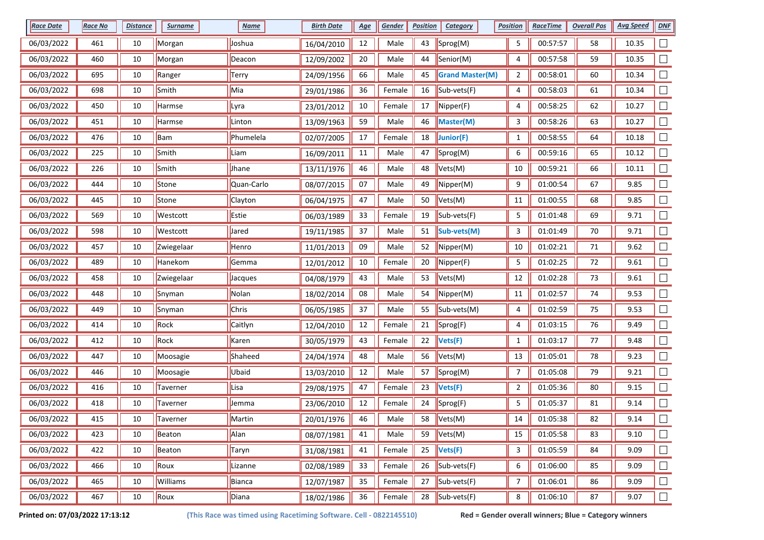| Race Date | Race No | Distance | Surname | Name | Birth Date | Age | Gender | Position | Category | Position | RaceTime | Overall Pos | Avg Speed | DNF |
|---|---|---|---|---|---|---|---|---|---|---|---|---|---|---|
| 06/03/2022 | 461 | 10 | Morgan | Joshua | 16/04/2010 | 12 | Male | 43 | Sprog(M) | 5 | 00:57:57 | 58 | 10.35 | ☐ |
| 06/03/2022 | 460 | 10 | Morgan | Deacon | 12/09/2002 | 20 | Male | 44 | Senior(M) | 4 | 00:57:58 | 59 | 10.35 | ☐ |
| 06/03/2022 | 695 | 10 | Ranger | Terry | 24/09/1956 | 66 | Male | 45 | **Grand Master(M)** | 2 | 00:58:01 | 60 | 10.34 | ☐ |
| 06/03/2022 | 698 | 10 | Smith | Mia | 29/01/1986 | 36 | Female | 16 | Sub-vets(F) | 4 | 00:58:03 | 61 | 10.34 | ☐ |
| 06/03/2022 | 450 | 10 | Harmse | Lyra | 23/01/2012 | 10 | Female | 17 | Nipper(F) | 4 | 00:58:25 | 62 | 10.27 | ☐ |
| 06/03/2022 | 451 | 10 | Harmse | Linton | 13/09/1963 | 59 | Male | 46 | **Master(M)** | 3 | 00:58:26 | 63 | 10.27 | ☐ |
| 06/03/2022 | 476 | 10 | Bam | Phumelela | 02/07/2005 | 17 | Female | 18 | **Junior(F)** | 1 | 00:58:55 | 64 | 10.18 | ☐ |
| 06/03/2022 | 225 | 10 | Smith | Liam | 16/09/2011 | 11 | Male | 47 | Sprog(M) | 6 | 00:59:16 | 65 | 10.12 | ☐ |
| 06/03/2022 | 226 | 10 | Smith | Jhane | 13/11/1976 | 46 | Male | 48 | Vets(M) | 10 | 00:59:21 | 66 | 10.11 | ☐ |
| 06/03/2022 | 444 | 10 | Stone | Quan-Carlo | 08/07/2015 | 07 | Male | 49 | Nipper(M) | 9 | 01:00:54 | 67 | 9.85 | ☐ |
| 06/03/2022 | 445 | 10 | Stone | Clayton | 06/04/1975 | 47 | Male | 50 | Vets(M) | 11 | 01:00:55 | 68 | 9.85 | ☐ |
| 06/03/2022 | 569 | 10 | Westcott | Estie | 06/03/1989 | 33 | Female | 19 | Sub-vets(F) | 5 | 01:01:48 | 69 | 9.71 | ☐ |
| 06/03/2022 | 598 | 10 | Westcott | Jared | 19/11/1985 | 37 | Male | 51 | **Sub-vets(M)** | 3 | 01:01:49 | 70 | 9.71 | ☐ |
| 06/03/2022 | 457 | 10 | Zwiegelaar | Henro | 11/01/2013 | 09 | Male | 52 | Nipper(M) | 10 | 01:02:21 | 71 | 9.62 | ☐ |
| 06/03/2022 | 489 | 10 | Hanekom | Gemma | 12/01/2012 | 10 | Female | 20 | Nipper(F) | 5 | 01:02:25 | 72 | 9.61 | ☐ |
| 06/03/2022 | 458 | 10 | Zwiegelaar | Jacques | 04/08/1979 | 43 | Male | 53 | Vets(M) | 12 | 01:02:28 | 73 | 9.61 | ☐ |
| 06/03/2022 | 448 | 10 | Snyman | Nolan | 18/02/2014 | 08 | Male | 54 | Nipper(M) | 11 | 01:02:57 | 74 | 9.53 | ☐ |
| 06/03/2022 | 449 | 10 | Snyman | Chris | 06/05/1985 | 37 | Male | 55 | Sub-vets(M) | 4 | 01:02:59 | 75 | 9.53 | ☐ |
| 06/03/2022 | 414 | 10 | Rock | Caitlyn | 12/04/2010 | 12 | Female | 21 | Sprog(F) | 4 | 01:03:15 | 76 | 9.49 | ☐ |
| 06/03/2022 | 412 | 10 | Rock | Karen | 30/05/1979 | 43 | Female | 22 | **Vets(F)** | 1 | 01:03:17 | 77 | 9.48 | ☐ |
| 06/03/2022 | 447 | 10 | Moosagie | Shaheed | 24/04/1974 | 48 | Male | 56 | Vets(M) | 13 | 01:05:01 | 78 | 9.23 | ☐ |
| 06/03/2022 | 446 | 10 | Moosagie | Ubaid | 13/03/2010 | 12 | Male | 57 | Sprog(M) | 7 | 01:05:08 | 79 | 9.21 | ☐ |
| 06/03/2022 | 416 | 10 | Taverner | Lisa | 29/08/1975 | 47 | Female | 23 | **Vets(F)** | 2 | 01:05:36 | 80 | 9.15 | ☐ |
| 06/03/2022 | 418 | 10 | Taverner | Jemma | 23/06/2010 | 12 | Female | 24 | Sprog(F) | 5 | 01:05:37 | 81 | 9.14 | ☐ |
| 06/03/2022 | 415 | 10 | Taverner | Martin | 20/01/1976 | 46 | Male | 58 | Vets(M) | 14 | 01:05:38 | 82 | 9.14 | ☐ |
| 06/03/2022 | 423 | 10 | Beaton | Alan | 08/07/1981 | 41 | Male | 59 | Vets(M) | 15 | 01:05:58 | 83 | 9.10 | ☐ |
| 06/03/2022 | 422 | 10 | Beaton | Taryn | 31/08/1981 | 41 | Female | 25 | **Vets(F)** | 3 | 01:05:59 | 84 | 9.09 | ☐ |
| 06/03/2022 | 466 | 10 | Roux | Lizanne | 02/08/1989 | 33 | Female | 26 | Sub-vets(F) | 6 | 01:06:00 | 85 | 9.09 | ☐ |
| 06/03/2022 | 465 | 10 | Williams | Bianca | 12/07/1987 | 35 | Female | 27 | Sub-vets(F) | 7 | 01:06:01 | 86 | 9.09 | ☐ |
| 06/03/2022 | 467 | 10 | Roux | Diana | 18/02/1986 | 36 | Female | 28 | Sub-vets(F) | 8 | 01:06:10 | 87 | 9.07 | ☐ |

**Printed on: 07/03/2022 17:13:12** **(This Race was timed using Racetiming Software. Cell - 0822145510)** **Red = Gender overall winners; Blue = Category winners**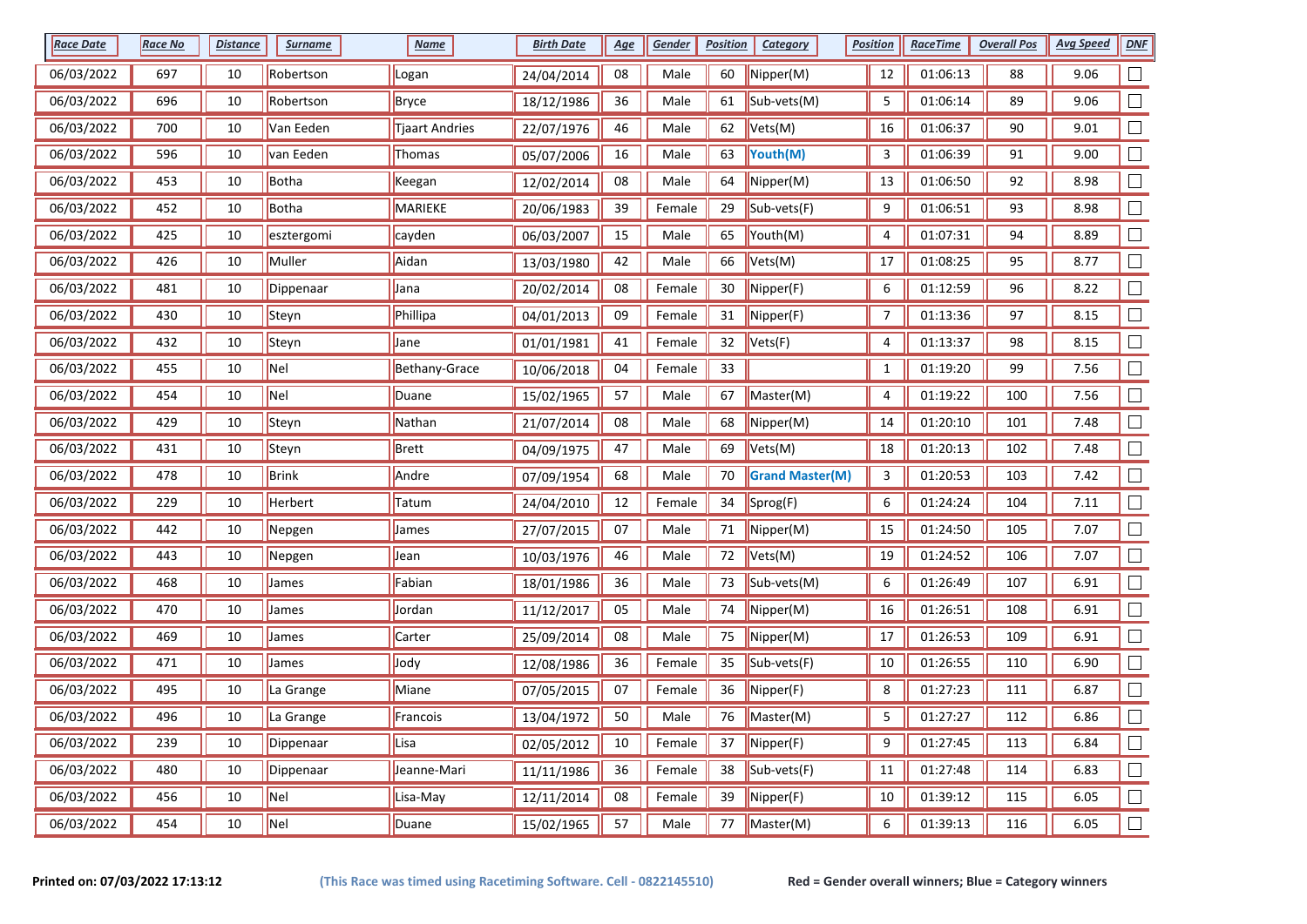| Race Date | Race No | Distance | Surname | Name | Birth Date | Age | Gender | Position | Category | Position | RaceTime | Overall Pos | Avg Speed | DNF |
|---|---|---|---|---|---|---|---|---|---|---|---|---|---|---|
| 06/03/2022 | 697 | 10 | Robertson | Logan | 24/04/2014 | 08 | Male | 60 | Nipper(M) | 12 | 01:06:13 | 88 | 9.06 | ☐ |
| 06/03/2022 | 696 | 10 | Robertson | Bryce | 18/12/1986 | 36 | Male | 61 | Sub-vets(M) | 5 | 01:06:14 | 89 | 9.06 | ☐ |
| 06/03/2022 | 700 | 10 | Van Eeden | Tjaart Andries | 22/07/1976 | 46 | Male | 62 | Vets(M) | 16 | 01:06:37 | 90 | 9.01 | ☐ |
| 06/03/2022 | 596 | 10 | van Eeden | Thomas | 05/07/2006 | 16 | Male | 63 | **Youth(M)** | 3 | 01:06:39 | 91 | 9.00 | ☐ |
| 06/03/2022 | 453 | 10 | Botha | Keegan | 12/02/2014 | 08 | Male | 64 | Nipper(M) | 13 | 01:06:50 | 92 | 8.98 | ☐ |
| 06/03/2022 | 452 | 10 | Botha | MARIEKE | 20/06/1983 | 39 | Female | 29 | Sub-vets(F) | 9 | 01:06:51 | 93 | 8.98 | ☐ |
| 06/03/2022 | 425 | 10 | esztergomi | cayden | 06/03/2007 | 15 | Male | 65 | Youth(M) | 4 | 01:07:31 | 94 | 8.89 | ☐ |
| 06/03/2022 | 426 | 10 | Muller | Aidan | 13/03/1980 | 42 | Male | 66 | Vets(M) | 17 | 01:08:25 | 95 | 8.77 | ☐ |
| 06/03/2022 | 481 | 10 | Dippenaar | Jana | 20/02/2014 | 08 | Female | 30 | Nipper(F) | 6 | 01:12:59 | 96 | 8.22 | ☐ |
| 06/03/2022 | 430 | 10 | Steyn | Phillipa | 04/01/2013 | 09 | Female | 31 | Nipper(F) | 7 | 01:13:36 | 97 | 8.15 | ☐ |
| 06/03/2022 | 432 | 10 | Steyn | Jane | 01/01/1981 | 41 | Female | 32 | Vets(F) | 4 | 01:13:37 | 98 | 8.15 | ☐ |
| 06/03/2022 | 455 | 10 | Nel | Bethany-Grace | 10/06/2018 | 04 | Female | 33 | | 1 | 01:19:20 | 99 | 7.56 | ☐ |
| 06/03/2022 | 454 | 10 | Nel | Duane | 15/02/1965 | 57 | Male | 67 | Master(M) | 4 | 01:19:22 | 100 | 7.56 | ☐ |
| 06/03/2022 | 429 | 10 | Steyn | Nathan | 21/07/2014 | 08 | Male | 68 | Nipper(M) | 14 | 01:20:10 | 101 | 7.48 | ☐ |
| 06/03/2022 | 431 | 10 | Steyn | Brett | 04/09/1975 | 47 | Male | 69 | Vets(M) | 18 | 01:20:13 | 102 | 7.48 | ☐ |
| 06/03/2022 | 478 | 10 | Brink | Andre | 07/09/1954 | 68 | Male | 70 | **Grand Master(M)** | 3 | 01:20:53 | 103 | 7.42 | ☐ |
| 06/03/2022 | 229 | 10 | Herbert | Tatum | 24/04/2010 | 12 | Female | 34 | Sprog(F) | 6 | 01:24:24 | 104 | 7.11 | ☐ |
| 06/03/2022 | 442 | 10 | Nepgen | James | 27/07/2015 | 07 | Male | 71 | Nipper(M) | 15 | 01:24:50 | 105 | 7.07 | ☐ |
| 06/03/2022 | 443 | 10 | Nepgen | Jean | 10/03/1976 | 46 | Male | 72 | Vets(M) | 19 | 01:24:52 | 106 | 7.07 | ☐ |
| 06/03/2022 | 468 | 10 | James | Fabian | 18/01/1986 | 36 | Male | 73 | Sub-vets(M) | 6 | 01:26:49 | 107 | 6.91 | ☐ |
| 06/03/2022 | 470 | 10 | James | Jordan | 11/12/2017 | 05 | Male | 74 | Nipper(M) | 16 | 01:26:51 | 108 | 6.91 | ☐ |
| 06/03/2022 | 469 | 10 | James | Carter | 25/09/2014 | 08 | Male | 75 | Nipper(M) | 17 | 01:26:53 | 109 | 6.91 | ☐ |
| 06/03/2022 | 471 | 10 | James | Jody | 12/08/1986 | 36 | Female | 35 | Sub-vets(F) | 10 | 01:26:55 | 110 | 6.90 | ☐ |
| 06/03/2022 | 495 | 10 | La Grange | Miane | 07/05/2015 | 07 | Female | 36 | Nipper(F) | 8 | 01:27:23 | 111 | 6.87 | ☐ |
| 06/03/2022 | 496 | 10 | La Grange | Francois | 13/04/1972 | 50 | Male | 76 | Master(M) | 5 | 01:27:27 | 112 | 6.86 | ☐ |
| 06/03/2022 | 239 | 10 | Dippenaar | Lisa | 02/05/2012 | 10 | Female | 37 | Nipper(F) | 9 | 01:27:45 | 113 | 6.84 | ☐ |
| 06/03/2022 | 480 | 10 | Dippenaar | Jeanne-Mari | 11/11/1986 | 36 | Female | 38 | Sub-vets(F) | 11 | 01:27:48 | 114 | 6.83 | ☐ |
| 06/03/2022 | 456 | 10 | Nel | Lisa-May | 12/11/2014 | 08 | Female | 39 | Nipper(F) | 10 | 01:39:12 | 115 | 6.05 | ☐ |
| 06/03/2022 | 454 | 10 | Nel | Duane | 15/02/1965 | 57 | Male | 77 | Master(M) | 6 | 01:39:13 | 116 | 6.05 | ☐ |

**Printed on: 07/03/2022 17:13:12** **(This Race was timed using Racetiming Software. Cell - 0822145510)** **Red = Gender overall winners; Blue = Category winners**